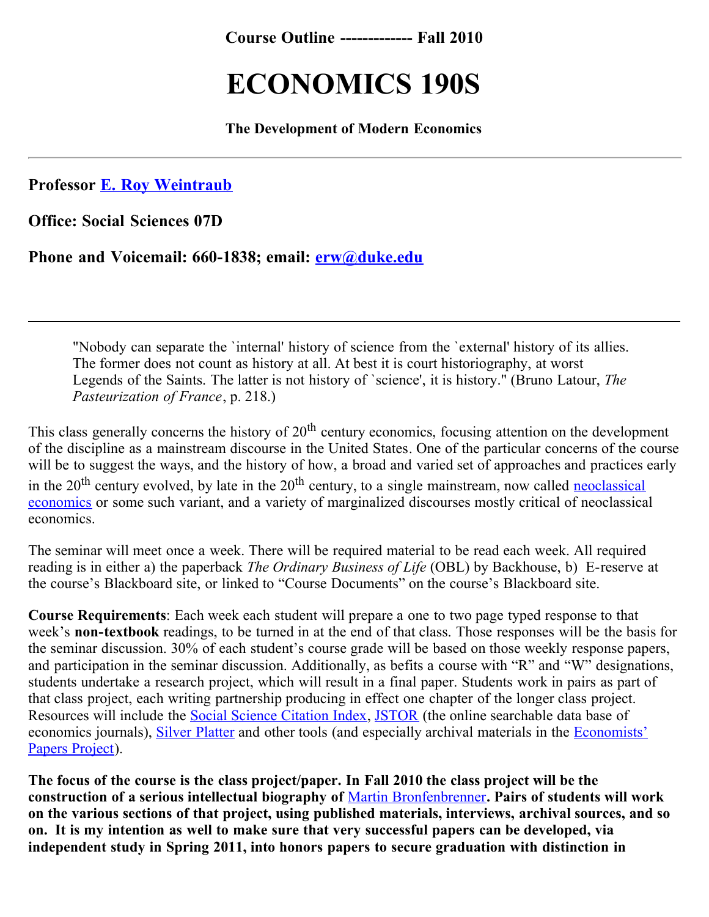**Course Outline ------------- Fall 2010**

# ECONOMICS 190S

**The Development of Modern Economics**

---

**Professor E. Roy Weintraub**

**Office: Social Sciences 07D**

**Phone and Voicemail: 660-1838; email: erw@duke.edu**

---

> "Nobody can separate the `internal' history of science from the `external' history of its allies. The former does not count as history at all. At best it is court historiography, at worst Legends of the Saints. The latter is not history of `science', it is history." (Bruno Latour, *The Pasteurization of France*, p. 218.)

This class generally concerns the history of 20th century economics, focusing attention on the development of the discipline as a mainstream discourse in the United States. One of the particular concerns of the course will be to suggest the ways, and the history of how, a broad and varied set of approaches and practices early in the 20th century evolved, by late in the 20th century, to a single mainstream, now called neoclassical economics or some such variant, and a variety of marginalized discourses mostly critical of neoclassical economics.

The seminar will meet once a week. There will be required material to be read each week. All required reading is in either a) the paperback *The Ordinary Business of Life* (OBL) by Backhouse, b) E-reserve at the course's Blackboard site, or linked to "Course Documents" on the course's Blackboard site.

**Course Requirements**: Each week each student will prepare a one to two page typed response to that week's **non-textbook** readings, to be turned in at the end of that class. Those responses will be the basis for the seminar discussion. 30% of each student's course grade will be based on those weekly response papers, and participation in the seminar discussion. Additionally, as befits a course with "R" and "W" designations, students undertake a research project, which will result in a final paper. Students work in pairs as part of that class project, each writing partnership producing in effect one chapter of the longer class project. Resources will include the Social Science Citation Index, JSTOR (the online searchable data base of economics journals), Silver Platter and other tools (and especially archival materials in the Economists' Papers Project).

**The focus of the course is the class project/paper. In Fall 2010 the class project will be the construction of a serious intellectual biography of Martin Bronfenbrenner. Pairs of students will work on the various sections of that project, using published materials, interviews, archival sources, and so on. It is my intention as well to make sure that very successful papers can be developed, via independent study in Spring 2011, into honors papers to secure graduation with distinction in**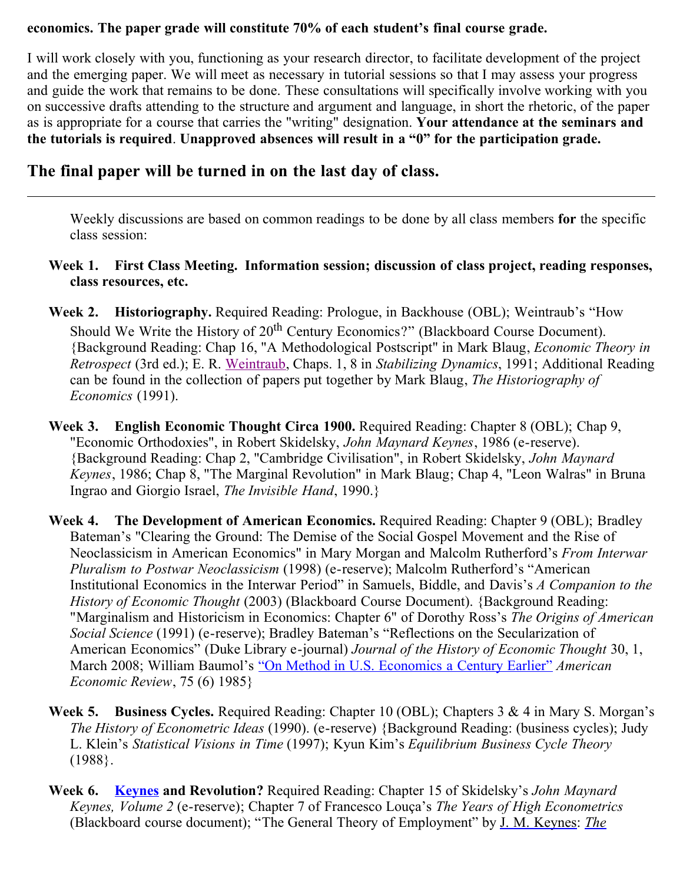**economics. The paper grade will constitute 70% of each student's final course grade.**

I will work closely with you, functioning as your research director, to facilitate development of the project and the emerging paper. We will meet as necessary in tutorial sessions so that I may assess your progress and guide the work that remains to be done. These consultations will specifically involve working with you on successive drafts attending to the structure and argument and language, in short the rhetoric, of the paper as is appropriate for a course that carries the "writing" designation. **Your attendance at the seminars and the tutorials is required**. **Unapproved absences will result in a "0" for the participation grade.**

## The final paper will be turned in on the last day of class.

---

Weekly discussions are based on common readings to be done by all class members **for** the specific class session:

**Week 1. First Class Meeting. Information session; discussion of class project, reading responses, class resources, etc.**

**Week 2. Historiography.** Required Reading: Prologue, in Backhouse (OBL); Weintraub's "How Should We Write the History of 20th Century Economics?" (Blackboard Course Document). {Background Reading: Chap 16, "A Methodological Postscript" in Mark Blaug, *Economic Theory in Retrospect* (3rd ed.); E. R. Weintraub, Chaps. 1, 8 in *Stabilizing Dynamics*, 1991; Additional Reading can be found in the collection of papers put together by Mark Blaug, *The Historiography of Economics* (1991).

**Week 3. English Economic Thought Circa 1900.** Required Reading: Chapter 8 (OBL); Chap 9, "Economic Orthodoxies", in Robert Skidelsky, *John Maynard Keynes*, 1986 (e-reserve). {Background Reading: Chap 2, "Cambridge Civilisation", in Robert Skidelsky, *John Maynard Keynes*, 1986; Chap 8, "The Marginal Revolution" in Mark Blaug; Chap 4, "Leon Walras" in Bruna Ingrao and Giorgio Israel, *The Invisible Hand*, 1990.}

**Week 4. The Development of American Economics.** Required Reading: Chapter 9 (OBL); Bradley Bateman's "Clearing the Ground: The Demise of the Social Gospel Movement and the Rise of Neoclassicism in American Economics" in Mary Morgan and Malcolm Rutherford's *From Interwar Pluralism to Postwar Neoclassicism* (1998) (e-reserve); Malcolm Rutherford's "American Institutional Economics in the Interwar Period" in Samuels, Biddle, and Davis's *A Companion to the History of Economic Thought* (2003) (Blackboard Course Document). {Background Reading: "Marginalism and Historicism in Economics: Chapter 6" of Dorothy Ross's *The Origins of American Social Science* (1991) (e-reserve); Bradley Bateman's "Reflections on the Secularization of American Economics" (Duke Library e-journal) *Journal of the History of Economic Thought* 30, 1, March 2008; William Baumol's "On Method in U.S. Economics a Century Earlier" *American Economic Review*, 75 (6) 1985}

**Week 5. Business Cycles.** Required Reading: Chapter 10 (OBL); Chapters 3 & 4 in Mary S. Morgan's *The History of Econometric Ideas* (1990). (e-reserve) {Background Reading: (business cycles); Judy L. Klein's *Statistical Visions in Time* (1997); Kyun Kim's *Equilibrium Business Cycle Theory* (1988}.

**Week 6. Keynes and Revolution?** Required Reading: Chapter 15 of Skidelsky's *John Maynard Keynes, Volume 2* (e-reserve); Chapter 7 of Francesco Louçã's *The Years of High Econometrics* (Blackboard course document); "The General Theory of Employment" by J. M. Keynes: *The*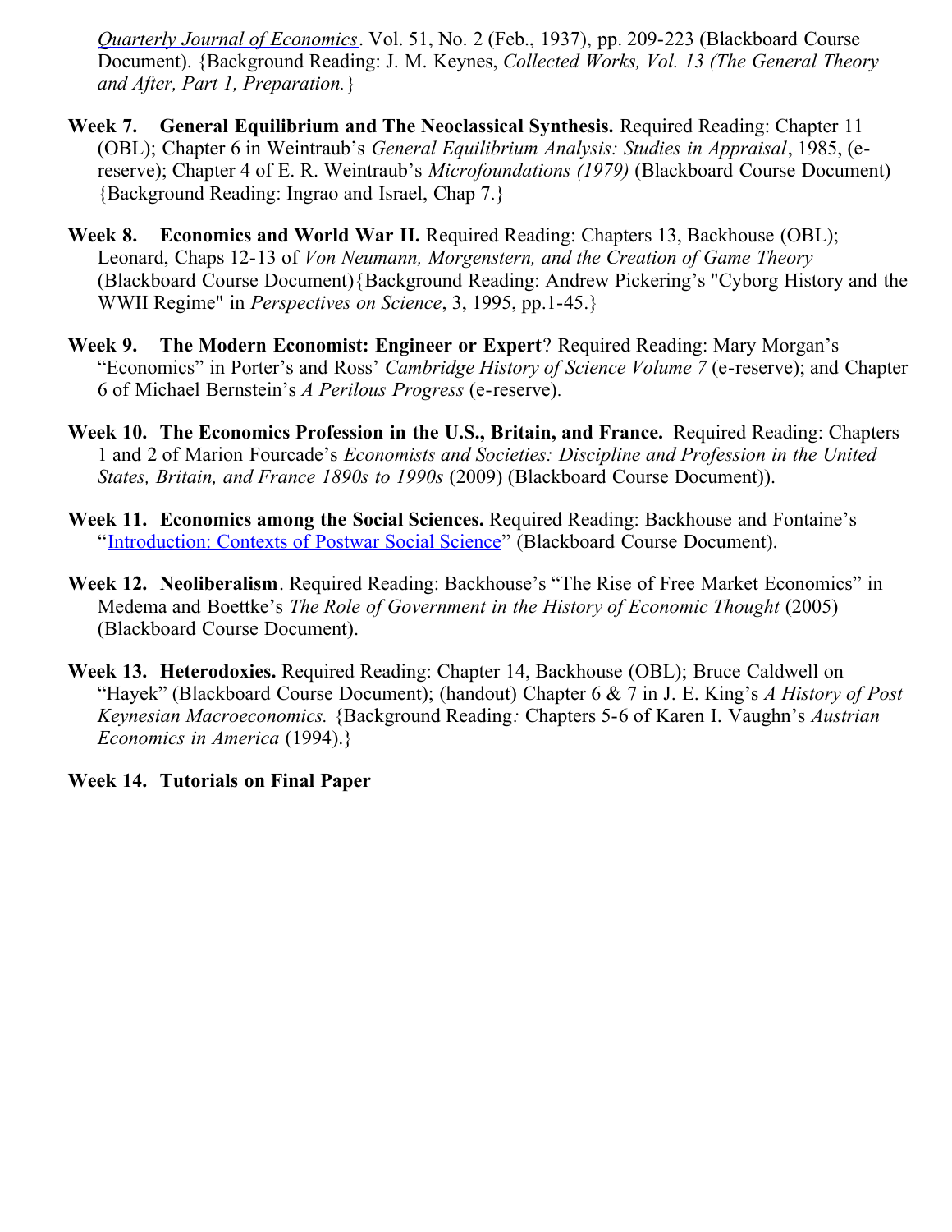*Quarterly Journal of Economics*. Vol. 51, No. 2 (Feb., 1937), pp. 209-223 (Blackboard Course Document). {Background Reading: J. M. Keynes, *Collected Works, Vol. 13 (The General Theory and After, Part 1, Preparation.*}

**Week 7. General Equilibrium and The Neoclassical Synthesis.** Required Reading: Chapter 11 (OBL); Chapter 6 in Weintraub's *General Equilibrium Analysis: Studies in Appraisal*, 1985, (e-reserve); Chapter 4 of E. R. Weintraub's *Microfoundations (1979)* (Blackboard Course Document) {Background Reading: Ingrao and Israel, Chap 7.}

**Week 8. Economics and World War II.** Required Reading: Chapters 13, Backhouse (OBL); Leonard, Chaps 12-13 of *Von Neumann, Morgenstern, and the Creation of Game Theory* (Blackboard Course Document){Background Reading: Andrew Pickering's "Cyborg History and the WWII Regime" in *Perspectives on Science*, 3, 1995, pp.1-45.}

**Week 9. The Modern Economist: Engineer or Expert**? Required Reading: Mary Morgan's "Economics" in Porter's and Ross' *Cambridge History of Science Volume 7* (e-reserve); and Chapter 6 of Michael Bernstein's *A Perilous Progress* (e-reserve).

**Week 10. The Economics Profession in the U.S., Britain, and France.** Required Reading: Chapters 1 and 2 of Marion Fourcade's *Economists and Societies: Discipline and Profession in the United States, Britain, and France 1890s to 1990s* (2009) (Blackboard Course Document)).

**Week 11. Economics among the Social Sciences.** Required Reading: Backhouse and Fontaine's "Introduction: Contexts of Postwar Social Science" (Blackboard Course Document).

**Week 12. Neoliberalism**. Required Reading: Backhouse's "The Rise of Free Market Economics" in Medema and Boettke's *The Role of Government in the History of Economic Thought* (2005) (Blackboard Course Document).

**Week 13. Heterodoxies.** Required Reading: Chapter 14, Backhouse (OBL); Bruce Caldwell on "Hayek" (Blackboard Course Document); (handout) Chapter 6 & 7 in J. E. King's *A History of Post Keynesian Macroeconomics.* {Background Reading*:* Chapters 5-6 of Karen I. Vaughn's *Austrian Economics in America* (1994).}

**Week 14. Tutorials on Final Paper**